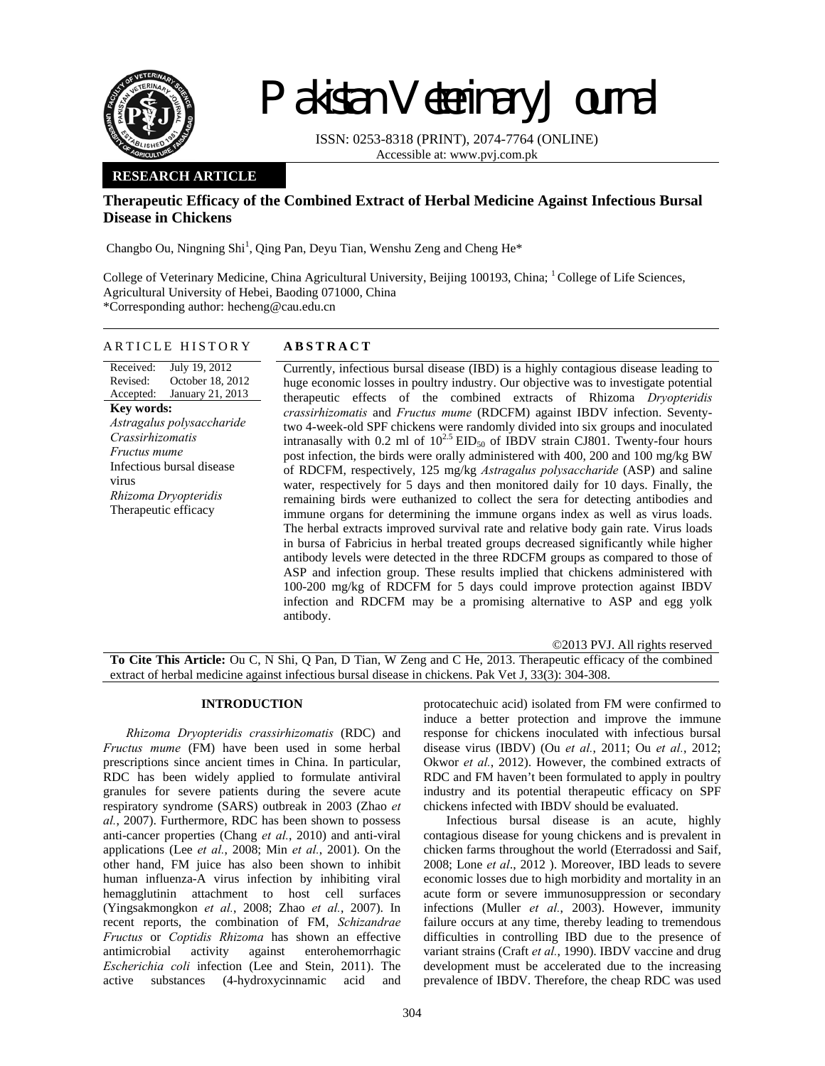# Pakistan Veterinary Journal

ISSN: 0253-8318 (PRINT), 2074-7764 (ONLINE)
Accessible at: www.pvj.com.pk

**RESEARCH ARTICLE**

## Therapeutic Efficacy of the Combined Extract of Herbal Medicine Against Infectious Bursal Disease in Chickens

Changbo Ou, Ningning Shi[1], Qing Pan, Deyu Tian, Wenshu Zeng and Cheng He*

College of Veterinary Medicine, China Agricultural University, Beijing 100193, China; [1] College of Life Sciences, Agricultural University of Hebei, Baoding 071000, China
*Corresponding author: hecheng@cau.edu.cn

**ARTICLE HISTORY**

Received: July 19, 2012
Revised: October 18, 2012
Accepted: January 21, 2013

**Key words:**
*Astragalus polysaccharide*
*Crassirhizomatis*
*Fructus mume*
Infectious bursal disease virus
*Rhizoma Dryopteridis*
Therapeutic efficacy

**ABSTRACT**

Currently, infectious bursal disease (IBD) is a highly contagious disease leading to huge economic losses in poultry industry. Our objective was to investigate potential therapeutic effects of the combined extracts of Rhizoma *Dryopteridis crassirhizomatis* and *Fructus mume* (RDCFM) against IBDV infection. Seventy-two 4-week-old SPF chickens were randomly divided into six groups and inoculated intranasally with 0.2 ml of $10^{2.5}$ $EID_{50}$ of IBDV strain CJ801. Twenty-four hours post infection, the birds were orally administered with 400, 200 and 100 mg/kg BW of RDCFM, respectively, 125 mg/kg *Astragalus polysaccharide* (ASP) and saline water, respectively for 5 days and then monitored daily for 10 days. Finally, the remaining birds were euthanized to collect the sera for detecting antibodies and immune organs for determining the immune organs index as well as virus loads. The herbal extracts improved survival rate and relative body gain rate. Virus loads in bursa of Fabricius in herbal treated groups decreased significantly while higher antibody levels were detected in the three RDCFM groups as compared to those of ASP and infection group. These results implied that chickens administered with 100-200 mg/kg of RDCFM for 5 days could improve protection against IBDV infection and RDCFM may be a promising alternative to ASP and egg yolk antibody.

©2013 PVJ. All rights reserved

**To Cite This Article:** Ou C, N Shi, Q Pan, D Tian, W Zeng and C He, 2013. Therapeutic efficacy of the combined extract of herbal medicine against infectious bursal disease in chickens. Pak Vet J, 33(3): 304-308.

### INTRODUCTION

*Rhizoma Dryopteridis crassirhizomatis* (RDC) and *Fructus mume* (FM) have been used in some herbal prescriptions since ancient times in China. In particular, RDC has been widely applied to formulate antiviral granules for severe patients during the severe acute respiratory syndrome (SARS) outbreak in 2003 (Zhao *et al.*, 2007). Furthermore, RDC has been shown to possess anti-cancer properties (Chang *et al.*, 2010) and anti-viral applications (Lee *et al.*, 2008; Min *et al.*, 2001). On the other hand, FM juice has also been shown to inhibit human influenza-A virus infection by inhibiting viral hemagglutinin attachment to host cell surfaces (Yingsakmongkon *et al.*, 2008; Zhao *et al.*, 2007). In recent reports, the combination of FM, *Schizandrae Fructus* or *Coptidis Rhizoma* has shown an effective antimicrobial activity against enterohemorrhagic *Escherichia coli* infection (Lee and Stein, 2011). The active substances (4-hydroxycinnamic acid and protocatechuic acid) isolated from FM were confirmed to induce a better protection and improve the immune response for chickens inoculated with infectious bursal disease virus (IBDV) (Ou *et al.*, 2011; Ou *et al.*, 2012; Okwor *et al.*, 2012). However, the combined extracts of RDC and FM haven't been formulated to apply in poultry industry and its potential therapeutic efficacy on SPF chickens infected with IBDV should be evaluated.

Infectious bursal disease is an acute, highly contagious disease for young chickens and is prevalent in chicken farms throughout the world (Eterradossi and Saif, 2008; Lone *et al*., 2012 ). Moreover, IBD leads to severe economic losses due to high morbidity and mortality in an acute form or severe immunosuppression or secondary infections (Muller *et al.*, 2003). However, immunity failure occurs at any time, thereby leading to tremendous difficulties in controlling IBD due to the presence of variant strains (Craft *et al.*, 1990). IBDV vaccine and drug development must be accelerated due to the increasing prevalence of IBDV. Therefore, the cheap RDC was used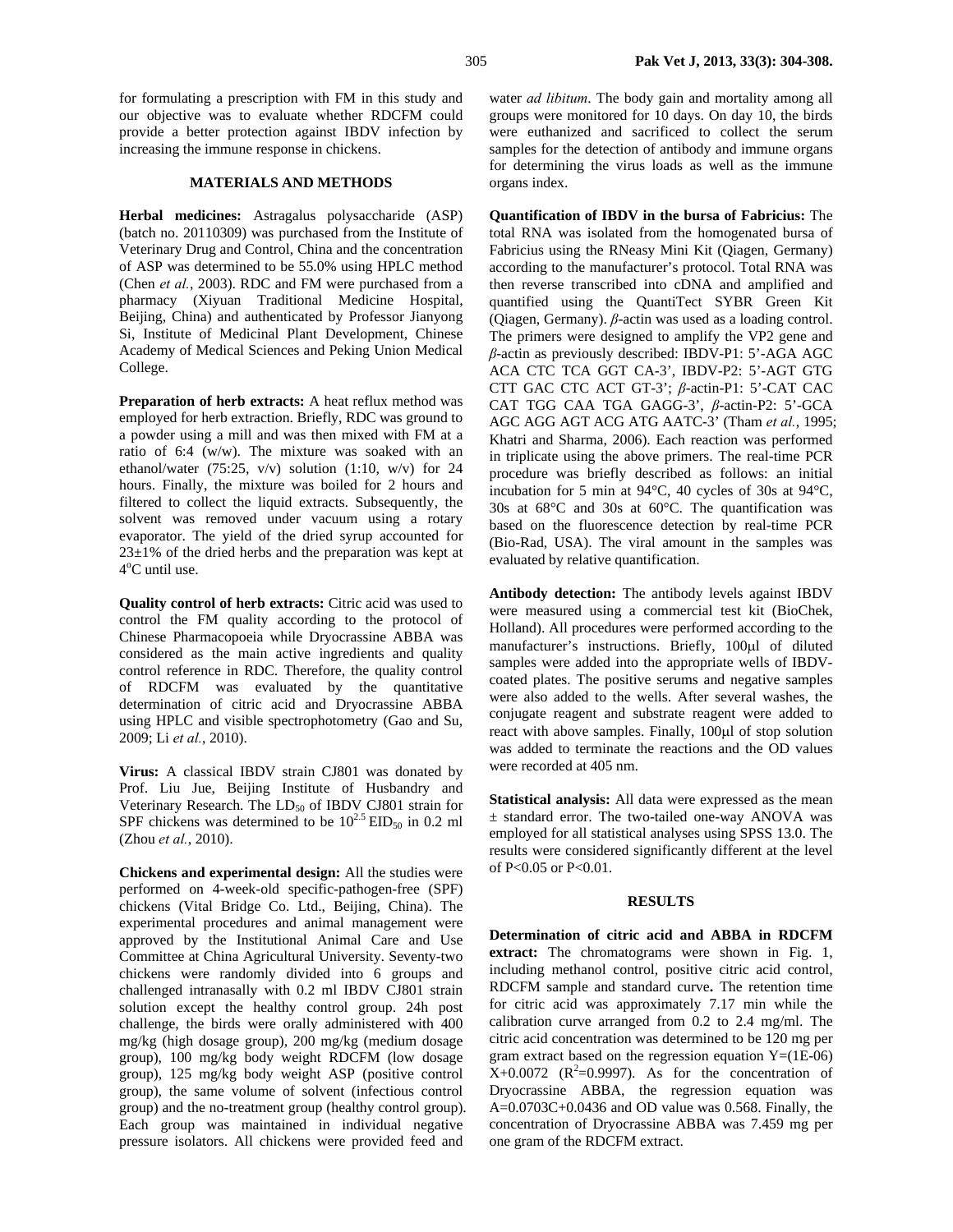for formulating a prescription with FM in this study and our objective was to evaluate whether RDCFM could provide a better protection against IBDV infection by increasing the immune response in chickens.

## MATERIALS AND METHODS

**Herbal medicines:** Astragalus polysaccharide (ASP) (batch no. 20110309) was purchased from the Institute of Veterinary Drug and Control, China and the concentration of ASP was determined to be 55.0% using HPLC method (Chen *et al.*, 2003). RDC and FM were purchased from a pharmacy (Xiyuan Traditional Medicine Hospital, Beijing, China) and authenticated by Professor Jianyong Si, Institute of Medicinal Plant Development, Chinese Academy of Medical Sciences and Peking Union Medical College.

**Preparation of herb extracts:** A heat reflux method was employed for herb extraction. Briefly, RDC was ground to a powder using a mill and was then mixed with FM at a ratio of 6:4 (w/w). The mixture was soaked with an ethanol/water (75:25, v/v) solution (1:10, w/v) for 24 hours. Finally, the mixture was boiled for 2 hours and filtered to collect the liquid extracts. Subsequently, the solvent was removed under vacuum using a rotary evaporator. The yield of the dried syrup accounted for 23±1% of the dried herbs and the preparation was kept at 4°C until use.

**Quality control of herb extracts:** Citric acid was used to control the FM quality according to the protocol of Chinese Pharmacopoeia while Dryocrassine ABBA was considered as the main active ingredients and quality control reference in RDC. Therefore, the quality control of RDCFM was evaluated by the quantitative determination of citric acid and Dryocrassine ABBA using HPLC and visible spectrophotometry (Gao and Su, 2009; Li *et al.*, 2010).

**Virus:** A classical IBDV strain CJ801 was donated by Prof. Liu Jue, Beijing Institute of Husbandry and Veterinary Research. The $LD_{50}$ of IBDV CJ801 strain for SPF chickens was determined to be $10^{2.5}$ $EID_{50}$ in 0.2 ml (Zhou *et al.*, 2010).

**Chickens and experimental design:** All the studies were performed on 4-week-old specific-pathogen-free (SPF) chickens (Vital Bridge Co. Ltd., Beijing, China). The experimental procedures and animal management were approved by the Institutional Animal Care and Use Committee at China Agricultural University. Seventy-two chickens were randomly divided into 6 groups and challenged intranasally with 0.2 ml IBDV CJ801 strain solution except the healthy control group. 24h post challenge, the birds were orally administered with 400 mg/kg (high dosage group), 200 mg/kg (medium dosage group), 100 mg/kg body weight RDCFM (low dosage group), 125 mg/kg body weight ASP (positive control group), the same volume of solvent (infectious control group) and the no-treatment group (healthy control group). Each group was maintained in individual negative pressure isolators. All chickens were provided feed and water *ad libitum*. The body gain and mortality among all groups were monitored for 10 days. On day 10, the birds were euthanized and sacrificed to collect the serum samples for the detection of antibody and immune organs for determining the virus loads as well as the immune organs index.

**Quantification of IBDV in the bursa of Fabricius:** The total RNA was isolated from the homogenated bursa of Fabricius using the RNeasy Mini Kit (Qiagen, Germany) according to the manufacturer's protocol. Total RNA was then reverse transcribed into cDNA and amplified and quantified using the QuantiTect SYBR Green Kit (Qiagen, Germany). *β*-actin was used as a loading control. The primers were designed to amplify the VP2 gene and *β*-actin as previously described: IBDV-P1: 5'-AGA AGC ACA CTC TCA GGT CA-3', IBDV-P2: 5'-AGT GTG CTT GAC CTC ACT GT-3'; *β*-actin-P1: 5'-CAT CAC CAT TGG CAA TGA GAGG-3', *β*-actin-P2: 5'-GCA AGC AGG AGT ACG ATG AATC-3' (Tham *et al.*, 1995; Khatri and Sharma, 2006). Each reaction was performed in triplicate using the above primers. The real-time PCR procedure was briefly described as follows: an initial incubation for 5 min at 94°C, 40 cycles of 30s at 94°C, 30s at 68°C and 30s at 60°C. The quantification was based on the fluorescence detection by real-time PCR (Bio-Rad, USA). The viral amount in the samples was evaluated by relative quantification.

**Antibody detection:** The antibody levels against IBDV were measured using a commercial test kit (BioChek, Holland). All procedures were performed according to the manufacturer's instructions. Briefly, 100μl of diluted samples were added into the appropriate wells of IBDV-coated plates. The positive serums and negative samples were also added to the wells. After several washes, the conjugate reagent and substrate reagent were added to react with above samples. Finally, 100μl of stop solution was added to terminate the reactions and the OD values were recorded at 405 nm.

**Statistical analysis:** All data were expressed as the mean ± standard error. The two-tailed one-way ANOVA was employed for all statistical analyses using SPSS 13.0. The results were considered significantly different at the level of $P<0.05$ or $P<0.01$.

## RESULTS

**Determination of citric acid and ABBA in RDCFM extract:** The chromatograms were shown in Fig. 1, including methanol control, positive citric acid control, RDCFM sample and standard curve**.** The retention time for citric acid was approximately 7.17 min while the calibration curve arranged from 0.2 to 2.4 mg/ml. The citric acid concentration was determined to be 120 mg per gram extract based on the regression equation $Y=(1E\text{-}06)X+0.0072$ ($R^2=0.9997$). As for the concentration of Dryocrassine ABBA, the regression equation was $A=0.0703C+0.0436$ and OD value was 0.568. Finally, the concentration of Dryocrassine ABBA was 7.459 mg per one gram of the RDCFM extract.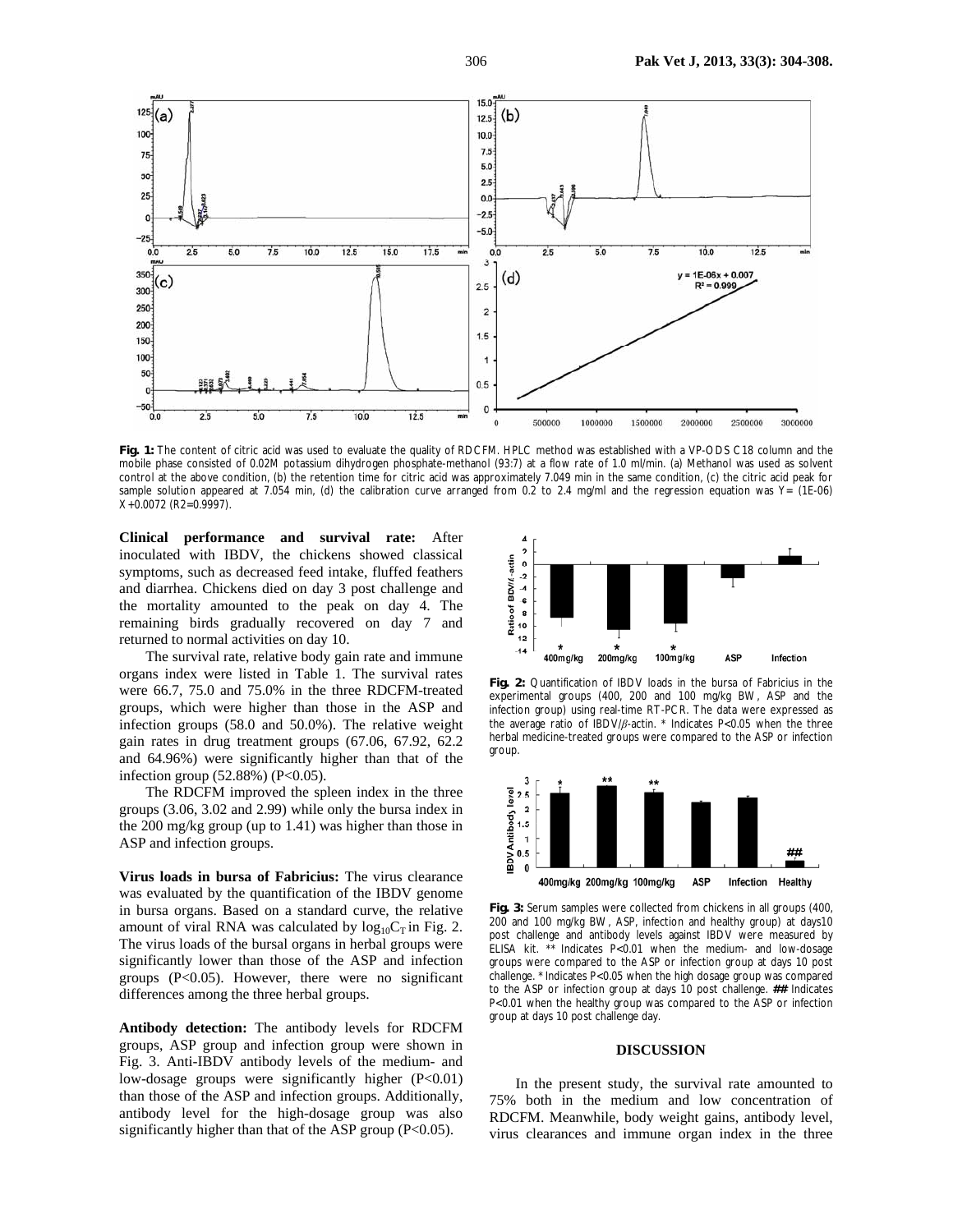**Fig. 1:** The content of citric acid was used to evaluate the quality of RDCFM. HPLC method was established with a VP-ODS C18 column and the mobile phase consisted of 0.02M potassium dihydrogen phosphate-methanol (93:7) at a flow rate of 1.0 ml/min. (a) Methanol was used as solvent control at the above condition, (b) the retention time for citric acid was approximately 7.049 min in the same condition, (c) the citric acid peak for sample solution appeared at 7.054 min, (d) the calibration curve arranged from 0.2 to 2.4 mg/ml and the regression equation was Y= (1E-06) X+0.0072 (R2=0.9997).

**Clinical performance and survival rate:** After inoculated with IBDV, the chickens showed classical symptoms, such as decreased feed intake, fluffed feathers and diarrhea. Chickens died on day 3 post challenge and the mortality amounted to the peak on day 4. The remaining birds gradually recovered on day 7 and returned to normal activities on day 10.

The survival rate, relative body gain rate and immune organs index were listed in Table 1. The survival rates were 66.7, 75.0 and 75.0% in the three RDCFM-treated groups, which were higher than those in the ASP and infection groups (58.0 and 50.0%). The relative weight gain rates in drug treatment groups (67.06, 67.92, 62.2 and 64.96%) were significantly higher than that of the infection group (52.88%) ($P<0.05$).

The RDCFM improved the spleen index in the three groups (3.06, 3.02 and 2.99) while only the bursa index in the 200 mg/kg group (up to 1.41) was higher than those in ASP and infection groups.

**Virus loads in bursa of Fabricius:** The virus clearance was evaluated by the quantification of the IBDV genome in bursa organs. Based on a standard curve, the relative amount of viral RNA was calculated by $\log_{10}C_T$ in Fig. 2. The virus loads of the bursal organs in herbal groups were significantly lower than those of the ASP and infection groups ($P<0.05$). However, there were no significant differences among the three herbal groups.

**Antibody detection:** The antibody levels for RDCFM groups, ASP group and infection group were shown in Fig. 3. Anti-IBDV antibody levels of the medium- and low-dosage groups were significantly higher ($P<0.01$) than those of the ASP and infection groups. Additionally, antibody level for the high-dosage group was also significantly higher than that of the ASP group ($P<0.05$).

**Fig. 2:** Quantification of IBDV loads in the bursa of Fabricius in the experimental groups (400, 200 and 100 mg/kg BW, ASP and the infection group) using real-time RT-PCR. The data were expressed as the average ratio of IBDV/$\beta$-actin. * Indicates $P<0.05$ when the three herbal medicine-treated groups were compared to the ASP or infection group.

**Fig. 3:** Serum samples were collected from chickens in all groups (400, 200 and 100 mg/kg BW, ASP, infection and healthy group) at days10 post challenge and antibody levels against IBDV were measured by ELISA kit. ** Indicates $P<0.01$ when the medium- and low-dosage groups were compared to the ASP or infection group at days 10 post challenge. * Indicates $P<0.05$ when the high dosage group was compared to the ASP or infection group at days 10 post challenge. ## Indicates $P<0.01$ when the healthy group was compared to the ASP or infection group at days 10 post challenge day.

## DISCUSSION

In the present study, the survival rate amounted to 75% both in the medium and low concentration of RDCFM. Meanwhile, body weight gains, antibody level, virus clearances and immune organ index in the three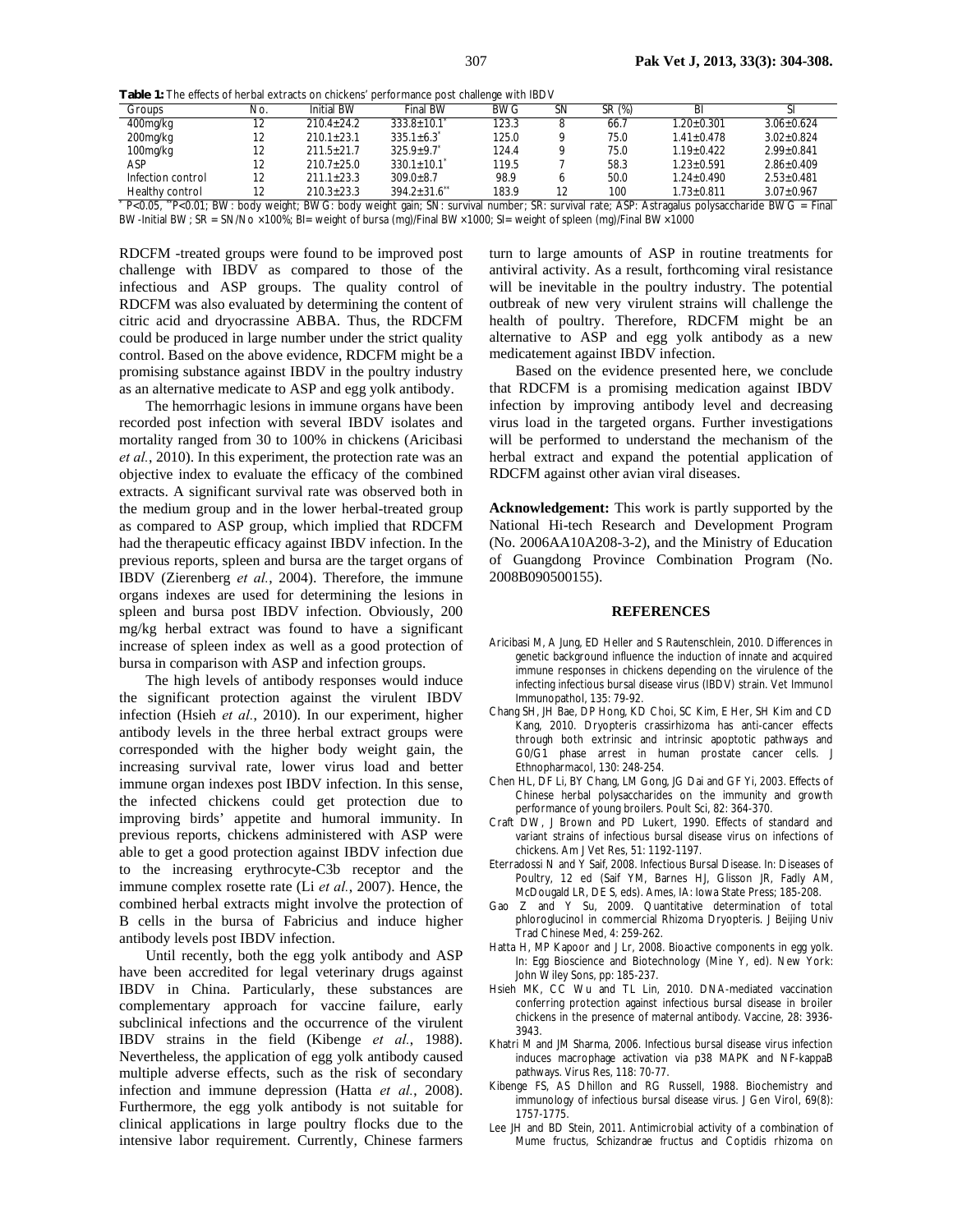**Table 1:** The effects of herbal extracts on chickens' performance post challenge with IBDV

| Groups | No. | Initial BW | Final BW | BWG | SN | SR (%) | BI | SI |
|---|---|---|---|---|---|---|---|---|
| 400mg/kg | 12 | 210.4±24.2 | 333.8±10.1[*] | 123.3 | 8 | 66.7 | 1.20±0.301 | 3.06±0.624 |
| 200mg/kg | 12 | 210.1±23.1 | 335.1±6.3[*] | 125.0 | 9 | 75.0 | 1.41±0.478 | 3.02±0.824 |
| 100mg/kg | 12 | 211.5±21.7 | 325.9±9.7[*] | 124.4 | 9 | 75.0 | 1.19±0.422 | 2.99±0.841 |
| ASP | 12 | 210.7±25.0 | 330.1±10.1[*] | 119.5 | 7 | 58.3 | 1.23±0.591 | 2.86±0.409 |
| Infection control | 12 | 211.1±23.3 | 309.0±8.7 | 98.9 | 6 | 50.0 | 1.24±0.490 | 2.53±0.481 |
| Healthy control | 12 | 210.3±23.3 | 394.2±31.6[**] | 183.9 | 12 | 100 | 1.73±0.811 | 3.07±0.967 |

[*] P<0.05, [**]P<0.01; BW: body weight; BWG: body weight gain; SN: survival number; SR: survival rate; ASP: Astragalus polysaccharide BWG = Final BW-Initial BW; SR = SN/No ×100%; BI= weight of bursa (mg)/Final BW ×1000; SI= weight of spleen (mg)/Final BW ×1000

RDCFM -treated groups were found to be improved post challenge with IBDV as compared to those of the infectious and ASP groups. The quality control of RDCFM was also evaluated by determining the content of citric acid and dryocrassine ABBA. Thus, the RDCFM could be produced in large number under the strict quality control. Based on the above evidence, RDCFM might be a promising substance against IBDV in the poultry industry as an alternative medicate to ASP and egg yolk antibody.

The hemorrhagic lesions in immune organs have been recorded post infection with several IBDV isolates and mortality ranged from 30 to 100% in chickens (Aricibasi *et al.*, 2010). In this experiment, the protection rate was an objective index to evaluate the efficacy of the combined extracts. A significant survival rate was observed both in the medium group and in the lower herbal-treated group as compared to ASP group, which implied that RDCFM had the therapeutic efficacy against IBDV infection. In the previous reports, spleen and bursa are the target organs of IBDV (Zierenberg *et al.*, 2004). Therefore, the immune organs indexes are used for determining the lesions in spleen and bursa post IBDV infection. Obviously, 200 mg/kg herbal extract was found to have a significant increase of spleen index as well as a good protection of bursa in comparison with ASP and infection groups.

The high levels of antibody responses would induce the significant protection against the virulent IBDV infection (Hsieh *et al.*, 2010). In our experiment, higher antibody levels in the three herbal extract groups were corresponded with the higher body weight gain, the increasing survival rate, lower virus load and better immune organ indexes post IBDV infection. In this sense, the infected chickens could get protection due to improving birds' appetite and humoral immunity. In previous reports, chickens administered with ASP were able to get a good protection against IBDV infection due to the increasing erythrocyte-C3b receptor and the immune complex rosette rate (Li *et al.*, 2007). Hence, the combined herbal extracts might involve the protection of B cells in the bursa of Fabricius and induce higher antibody levels post IBDV infection.

Until recently, both the egg yolk antibody and ASP have been accredited for legal veterinary drugs against IBDV in China. Particularly, these substances are complementary approach for vaccine failure, early subclinical infections and the occurrence of the virulent IBDV strains in the field (Kibenge *et al.*, 1988). Nevertheless, the application of egg yolk antibody caused multiple adverse effects, such as the risk of secondary infection and immune depression (Hatta *et al.*, 2008). Furthermore, the egg yolk antibody is not suitable for clinical applications in large poultry flocks due to the intensive labor requirement. Currently, Chinese farmers turn to large amounts of ASP in routine treatments for antiviral activity. As a result, forthcoming viral resistance will be inevitable in the poultry industry. The potential outbreak of new very virulent strains will challenge the health of poultry. Therefore, RDCFM might be an alternative to ASP and egg yolk antibody as a new medicatement against IBDV infection.

Based on the evidence presented here, we conclude that RDCFM is a promising medication against IBDV infection by improving antibody level and decreasing virus load in the targeted organs. Further investigations will be performed to understand the mechanism of the herbal extract and expand the potential application of RDCFM against other avian viral diseases.

**Acknowledgement:** This work is partly supported by the National Hi-tech Research and Development Program (No. 2006AA10A208-3-2), and the Ministry of Education of Guangdong Province Combination Program (No. 2008B090500155).

## REFERENCES

Aricibasi M, A Jung, ED Heller and S Rautenschlein, 2010. Differences in genetic background influence the induction of innate and acquired immune responses in chickens depending on the virulence of the infecting infectious bursal disease virus (IBDV) strain. Vet Immunol Immunopathol, 135: 79-92.

Chang SH, JH Bae, DP Hong, KD Choi, SC Kim, E Her, SH Kim and CD Kang, 2010. Dryopteris crassirhizoma has anti-cancer effects through both extrinsic and intrinsic apoptotic pathways and G0/G1 phase arrest in human prostate cancer cells. J Ethnopharmacol, 130: 248-254.

Chen HL, DF Li, BY Chang, LM Gong, JG Dai and GF Yi, 2003. Effects of Chinese herbal polysaccharides on the immunity and growth performance of young broilers. Poult Sci, 82: 364-370.

Craft DW, J Brown and PD Lukert, 1990. Effects of standard and variant strains of infectious bursal disease virus on infections of chickens. Am J Vet Res, 51: 1192-1197.

Eterradossi N and Y Saif, 2008. Infectious Bursal Disease. In: Diseases of Poultry, 12 ed (Saif YM, Barnes HJ, Glisson JR, Fadly AM, McDougald LR, DE S, eds). Ames, IA: Iowa State Press; 185-208.

Gao Z and Y Su, 2009. Quantitative determination of total phloroglucinol in commercial Rhizoma Dryopteris. J Beijing Univ Trad Chinese Med, 4: 259-262.

Hatta H, MP Kapoor and J Lr, 2008. Bioactive components in egg yolk. In: Egg Bioscience and Biotechnology (Mine Y, ed). New York: John Wiley Sons, pp: 185-237.

Hsieh MK, CC Wu and TL Lin, 2010. DNA-mediated vaccination conferring protection against infectious bursal disease in broiler chickens in the presence of maternal antibody. Vaccine, 28: 3936-3943.

Khatri M and JM Sharma, 2006. Infectious bursal disease virus infection induces macrophage activation via p38 MAPK and NF-kappaB pathways. Virus Res, 118: 70-77.

Kibenge FS, AS Dhillon and RG Russell, 1988. Biochemistry and immunology of infectious bursal disease virus. J Gen Virol, 69(8): 1757-1775.

Lee JH and BD Stein, 2011. Antimicrobial activity of a combination of Mume fructus, Schizandrae fructus and Coptidis rhizoma on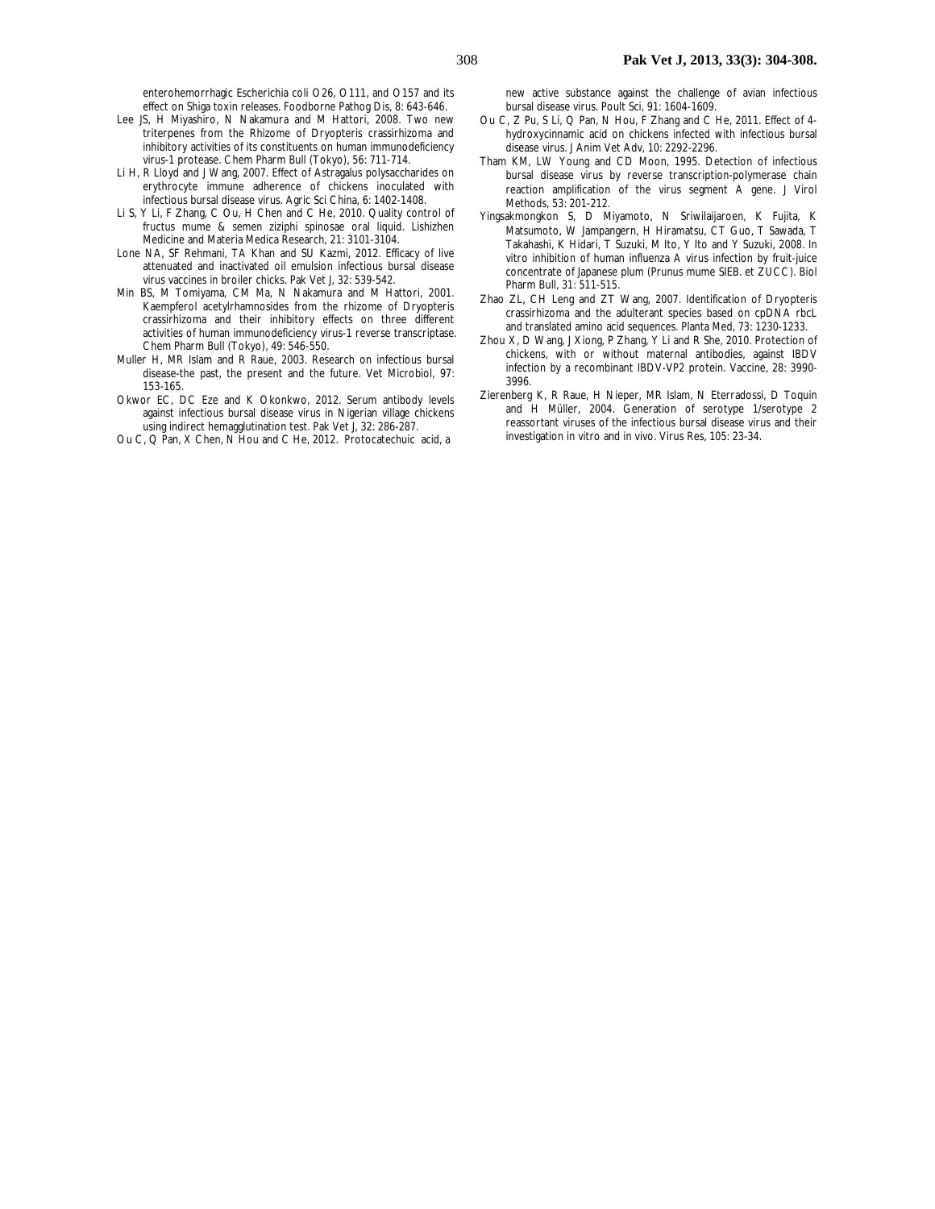enterohemorrhagic Escherichia coli O26, O111, and O157 and its effect on Shiga toxin releases. Foodborne Pathog Dis, 8: 643-646.

Lee JS, H Miyashiro, N Nakamura and M Hattori, 2008. Two new triterpenes from the Rhizome of Dryopteris crassirhizoma and inhibitory activities of its constituents on human immunodeficiency virus-1 protease. Chem Pharm Bull (Tokyo), 56: 711-714.

Li H, R Lloyd and J Wang, 2007. Effect of Astragalus polysaccharides on erythrocyte immune adherence of chickens inoculated with infectious bursal disease virus. Agric Sci China, 6: 1402-1408.

Li S, Y Li, F Zhang, C Ou, H Chen and C He, 2010. Quality control of fructus mume & semen ziziphi spinosae oral liquid. Lishizhen Medicine and Materia Medica Research, 21: 3101-3104.

Lone NA, SF Rehmani, TA Khan and SU Kazmi, 2012. Efficacy of live attenuated and inactivated oil emulsion infectious bursal disease virus vaccines in broiler chicks. Pak Vet J, 32: 539-542.

Min BS, M Tomiyama, CM Ma, N Nakamura and M Hattori, 2001. Kaempferol acetylrhamnosides from the rhizome of Dryopteris crassirhizoma and their inhibitory effects on three different activities of human immunodeficiency virus-1 reverse transcriptase. Chem Pharm Bull (Tokyo), 49: 546-550.

Muller H, MR Islam and R Raue, 2003. Research on infectious bursal disease-the past, the present and the future. Vet Microbiol, 97: 153-165.

Okwor EC, DC Eze and K Okonkwo, 2012. Serum antibody levels against infectious bursal disease virus in Nigerian village chickens using indirect hemagglutination test. Pak Vet J, 32: 286-287.

Ou C, Q Pan, X Chen, N Hou and C He, 2012. Protocatechuic acid, a new active substance against the challenge of avian infectious bursal disease virus. Poult Sci, 91: 1604-1609.

Ou C, Z Pu, S Li, Q Pan, N Hou, F Zhang and C He, 2011. Effect of 4-hydroxycinnamic acid on chickens infected with infectious bursal disease virus. J Anim Vet Adv, 10: 2292-2296.

Tham KM, LW Young and CD Moon, 1995. Detection of infectious bursal disease virus by reverse transcription-polymerase chain reaction amplification of the virus segment A gene. J Virol Methods, 53: 201-212.

Yingsakmongkon S, D Miyamoto, N Sriwilaijaroen, K Fujita, K Matsumoto, W Jampangern, H Hiramatsu, CT Guo, T Sawada, T Takahashi, K Hidari, T Suzuki, M Ito, Y Ito and Y Suzuki, 2008. In vitro inhibition of human influenza A virus infection by fruit-juice concentrate of Japanese plum (Prunus mume SIEB. et ZUCC). Biol Pharm Bull, 31: 511-515.

Zhao ZL, CH Leng and ZT Wang, 2007. Identification of Dryopteris crassirhizoma and the adulterant species based on cpDNA rbcL and translated amino acid sequences. Planta Med, 73: 1230-1233.

Zhou X, D Wang, J Xiong, P Zhang, Y Li and R She, 2010. Protection of chickens, with or without maternal antibodies, against IBDV infection by a recombinant IBDV-VP2 protein. Vaccine, 28: 3990-3996.

Zierenberg K, R Raue, H Nieper, MR Islam, N Eterradossi, D Toquin and H Müller, 2004. Generation of serotype 1/serotype 2 reassortant viruses of the infectious bursal disease virus and their investigation in vitro and in vivo. Virus Res, 105: 23-34.